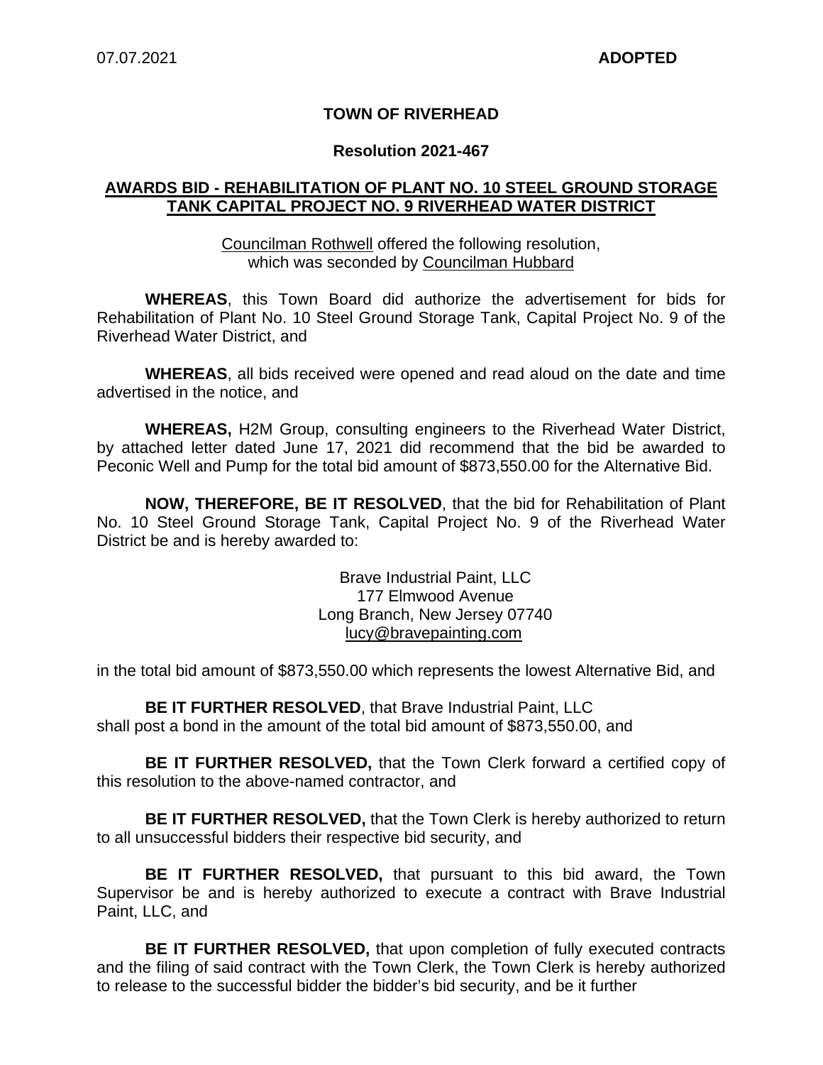07.07.2021 **ADOPTED**

**TOWN OF RIVERHEAD**

**Resolution 2021-467**

**AWARDS BID - REHABILITATION OF PLANT NO. 10 STEEL GROUND STORAGE TANK CAPITAL PROJECT NO. 9 RIVERHEAD WATER DISTRICT**

Councilman Rothwell offered the following resolution, which was seconded by Councilman Hubbard

**WHEREAS**, this Town Board did authorize the advertisement for bids for Rehabilitation of Plant No. 10 Steel Ground Storage Tank, Capital Project No. 9 of the Riverhead Water District, and

**WHEREAS**, all bids received were opened and read aloud on the date and time advertised in the notice, and

**WHEREAS,** H2M Group, consulting engineers to the Riverhead Water District, by attached letter dated June 17, 2021 did recommend that the bid be awarded to Peconic Well and Pump for the total bid amount of $873,550.00 for the Alternative Bid.

**NOW, THEREFORE, BE IT RESOLVED**, that the bid for Rehabilitation of Plant No. 10 Steel Ground Storage Tank, Capital Project No. 9 of the Riverhead Water District be and is hereby awarded to:

Brave Industrial Paint, LLC
177 Elmwood Avenue
Long Branch, New Jersey 07740
lucy@bravepainting.com

in the total bid amount of $873,550.00 which represents the lowest Alternative Bid, and

**BE IT FURTHER RESOLVED**, that Brave Industrial Paint, LLC shall post a bond in the amount of the total bid amount of $873,550.00, and

**BE IT FURTHER RESOLVED,** that the Town Clerk forward a certified copy of this resolution to the above-named contractor, and

**BE IT FURTHER RESOLVED,** that the Town Clerk is hereby authorized to return to all unsuccessful bidders their respective bid security, and

**BE IT FURTHER RESOLVED,** that pursuant to this bid award, the Town Supervisor be and is hereby authorized to execute a contract with Brave Industrial Paint, LLC, and

**BE IT FURTHER RESOLVED,** that upon completion of fully executed contracts and the filing of said contract with the Town Clerk, the Town Clerk is hereby authorized to release to the successful bidder the bidder's bid security, and be it further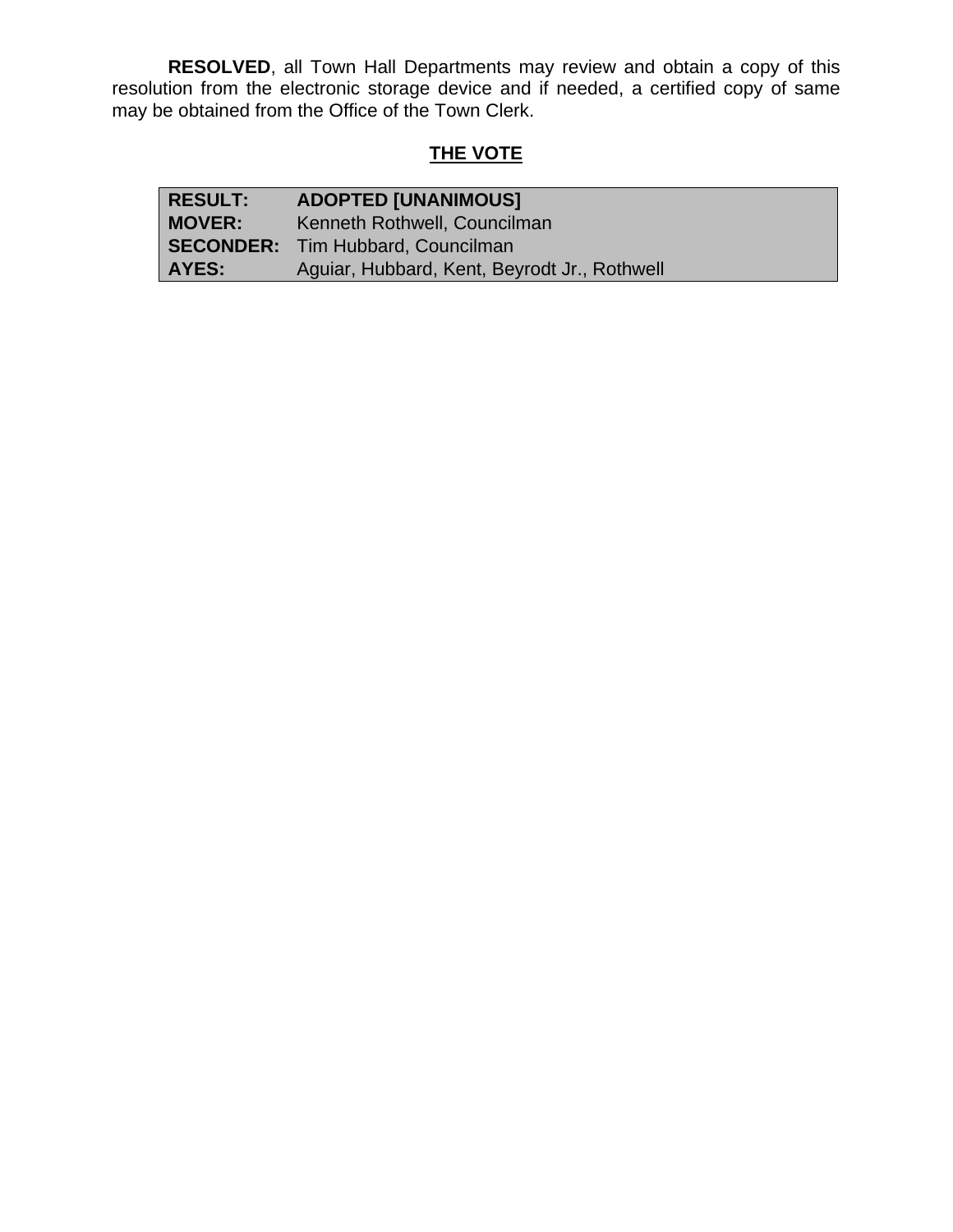**RESOLVED**, all Town Hall Departments may review and obtain a copy of this resolution from the electronic storage device and if needed, a certified copy of same may be obtained from the Office of the Town Clerk.

## THE VOTE

| | |
|---|---|
| **RESULT:** | **ADOPTED [UNANIMOUS]** |
| **MOVER:** | Kenneth Rothwell, Councilman |
| **SECONDER:** | Tim Hubbard, Councilman |
| **AYES:** | Aguiar, Hubbard, Kent, Beyrodt Jr., Rothwell |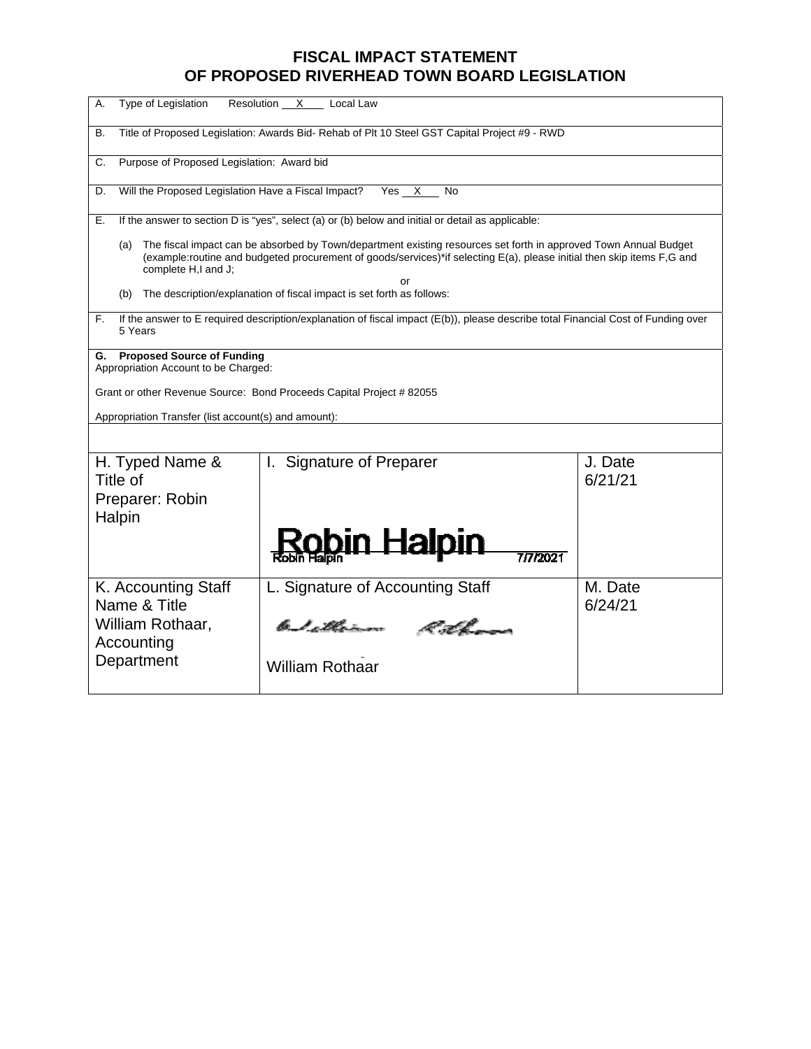# FISCAL IMPACT STATEMENT
# OF PROPOSED RIVERHEAD TOWN BOARD LEGISLATION

A. Type of Legislation    Resolution __X__ Local Law

B. Title of Proposed Legislation: Awards Bid- Rehab of Plt 10 Steel GST Capital Project #9 - RWD

C. Purpose of Proposed Legislation: Award bid

D. Will the Proposed Legislation Have a Fiscal Impact?    Yes __X__ No

E. If the answer to section D is "yes", select (a) or (b) below and initial or detail as applicable:

(a) The fiscal impact can be absorbed by Town/department existing resources set forth in approved Town Annual Budget (example:routine and budgeted procurement of goods/services)*if selecting E(a), please initial then skip items F,G and complete H,I and J;

or

(b) The description/explanation of fiscal impact is set forth as follows:

F. If the answer to E required description/explanation of fiscal impact (E(b)), please describe total Financial Cost of Funding over 5 Years

**G. Proposed Source of Funding**

Appropriation Account to be Charged:

Grant or other Revenue Source: Bond Proceeds Capital Project # 82055

Appropriation Transfer (list account(s) and amount):

| | | |
|---|---|---|
| H. Typed Name & Title of Preparer: Robin Halpin | I. Signature of Preparer<br>Robin Halpin<br>Robin Halpin 7/7/2021 | J. Date<br>6/21/21 |
| K. Accounting Staff Name & Title<br>William Rothaar, Accounting Department | L. Signature of Accounting Staff<br>William Rothaar<br>William Rothaar | M. Date<br>6/24/21 |